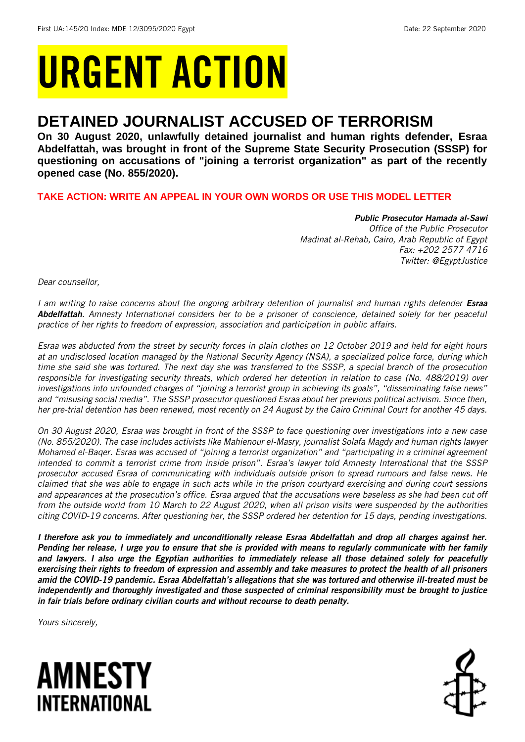First UA:145/20 Index: MDE 12/3095/2020 Egypt Date: 22 September 2020

# URGENT ACTION

## DETAINED JOURNALIST ACCUSED OF TERRORISM

**On 30 August 2020, unlawfully detained journalist and human rights defender, Esraa Abdelfattah, was brought in front of the Supreme State Security Prosecution (SSSP) for questioning on accusations of "joining a terrorist organization" as part of the recently opened case (No. 855/2020).**

**TAKE ACTION: WRITE AN APPEAL IN YOUR OWN WORDS OR USE THIS MODEL LETTER**

***Public Prosecutor Hamada al-Sawi***
*Office of the Public Prosecutor*
*Madinat al-Rehab, Cairo, Arab Republic of Egypt*
*Fax: +202 2577 4716*
*Twitter: @EgyptJustice*

*Dear counsellor,*

*I am writing to raise concerns about the ongoing arbitrary detention of journalist and human rights defender **Esraa Abdelfattah**. Amnesty International considers her to be a prisoner of conscience, detained solely for her peaceful practice of her rights to freedom of expression, association and participation in public affairs.*

*Esraa was abducted from the street by security forces in plain clothes on 12 October 2019 and held for eight hours at an undisclosed location managed by the National Security Agency (NSA), a specialized police force, during which time she said she was tortured. The next day she was transferred to the SSSP, a special branch of the prosecution responsible for investigating security threats, which ordered her detention in relation to case (No. 488/2019) over investigations into unfounded charges of "joining a terrorist group in achieving its goals", "disseminating false news" and "misusing social media". The SSSP prosecutor questioned Esraa about her previous political activism. Since then, her pre-trial detention has been renewed, most recently on 24 August by the Cairo Criminal Court for another 45 days.*

*On 30 August 2020, Esraa was brought in front of the SSSP to face questioning over investigations into a new case (No. 855/2020). The case includes activists like Mahienour el-Masry, journalist Solafa Magdy and human rights lawyer Mohamed el-Baqer. Esraa was accused of "joining a terrorist organization" and "participating in a criminal agreement intended to commit a terrorist crime from inside prison". Esraa's lawyer told Amnesty International that the SSSP prosecutor accused Esraa of communicating with individuals outside prison to spread rumours and false news. He claimed that she was able to engage in such acts while in the prison courtyard exercising and during court sessions and appearances at the prosecution's office. Esraa argued that the accusations were baseless as she had been cut off from the outside world from 10 March to 22 August 2020, when all prison visits were suspended by the authorities citing COVID-19 concerns. After questioning her, the SSSP ordered her detention for 15 days, pending investigations.*

***I therefore ask you to immediately and unconditionally release Esraa Abdelfattah and drop all charges against her. Pending her release, I urge you to ensure that she is provided with means to regularly communicate with her family and lawyers. I also urge the Egyptian authorities to immediately release all those detained solely for peacefully exercising their rights to freedom of expression and assembly and take measures to protect the health of all prisoners amid the COVID-19 pandemic. Esraa Abdelfattah's allegations that she was tortured and otherwise ill-treated must be independently and thoroughly investigated and those suspected of criminal responsibility must be brought to justice in fair trials before ordinary civilian courts and without recourse to death penalty.***

*Yours sincerely,*

AMNESTY INTERNATIONAL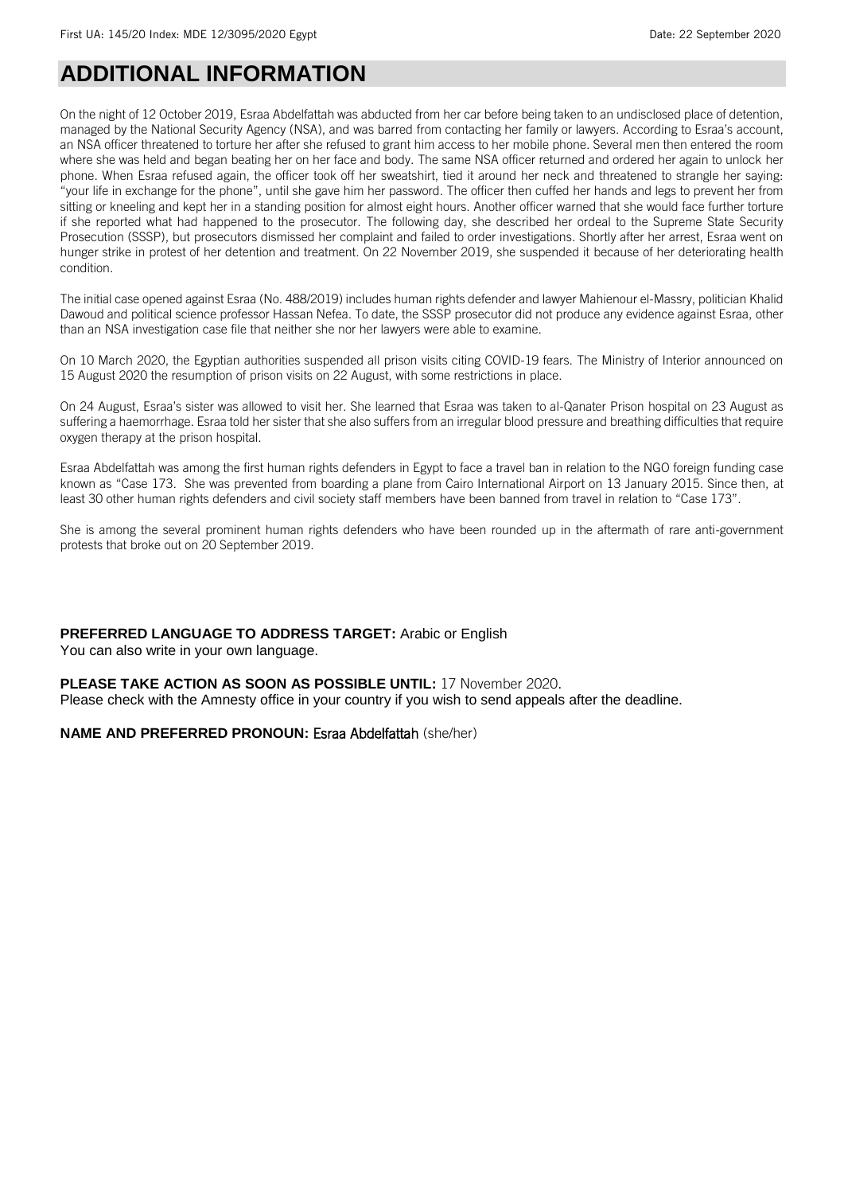# ADDITIONAL INFORMATION

On the night of 12 October 2019, Esraa Abdelfattah was abducted from her car before being taken to an undisclosed place of detention, managed by the National Security Agency (NSA), and was barred from contacting her family or lawyers. According to Esraa's account, an NSA officer threatened to torture her after she refused to grant him access to her mobile phone. Several men then entered the room where she was held and began beating her on her face and body. The same NSA officer returned and ordered her again to unlock her phone. When Esraa refused again, the officer took off her sweatshirt, tied it around her neck and threatened to strangle her saying: "your life in exchange for the phone", until she gave him her password. The officer then cuffed her hands and legs to prevent her from sitting or kneeling and kept her in a standing position for almost eight hours. Another officer warned that she would face further torture if she reported what had happened to the prosecutor. The following day, she described her ordeal to the Supreme State Security Prosecution (SSSP), but prosecutors dismissed her complaint and failed to order investigations. Shortly after her arrest, Esraa went on hunger strike in protest of her detention and treatment. On 22 November 2019, she suspended it because of her deteriorating health condition.

The initial case opened against Esraa (No. 488/2019) includes human rights defender and lawyer Mahienour el-Massry, politician Khalid Dawoud and political science professor Hassan Nefea. To date, the SSSP prosecutor did not produce any evidence against Esraa, other than an NSA investigation case file that neither she nor her lawyers were able to examine.

On 10 March 2020, the Egyptian authorities suspended all prison visits citing COVID-19 fears. The Ministry of Interior announced on 15 August 2020 the resumption of prison visits on 22 August, with some restrictions in place.

On 24 August, Esraa's sister was allowed to visit her. She learned that Esraa was taken to al-Qanater Prison hospital on 23 August as suffering a haemorrhage. Esraa told her sister that she also suffers from an irregular blood pressure and breathing difficulties that require oxygen therapy at the prison hospital.

Esraa Abdelfattah was among the first human rights defenders in Egypt to face a travel ban in relation to the NGO foreign funding case known as "Case 173. She was prevented from boarding a plane from Cairo International Airport on 13 January 2015. Since then, at least 30 other human rights defenders and civil society staff members have been banned from travel in relation to "Case 173".

She is among the several prominent human rights defenders who have been rounded up in the aftermath of rare anti-government protests that broke out on 20 September 2019.

**PREFERRED LANGUAGE TO ADDRESS TARGET:** Arabic or English
You can also write in your own language.

**PLEASE TAKE ACTION AS SOON AS POSSIBLE UNTIL:** 17 November 2020.
Please check with the Amnesty office in your country if you wish to send appeals after the deadline.

**NAME AND PREFERRED PRONOUN:** Esraa Abdelfattah (she/her)